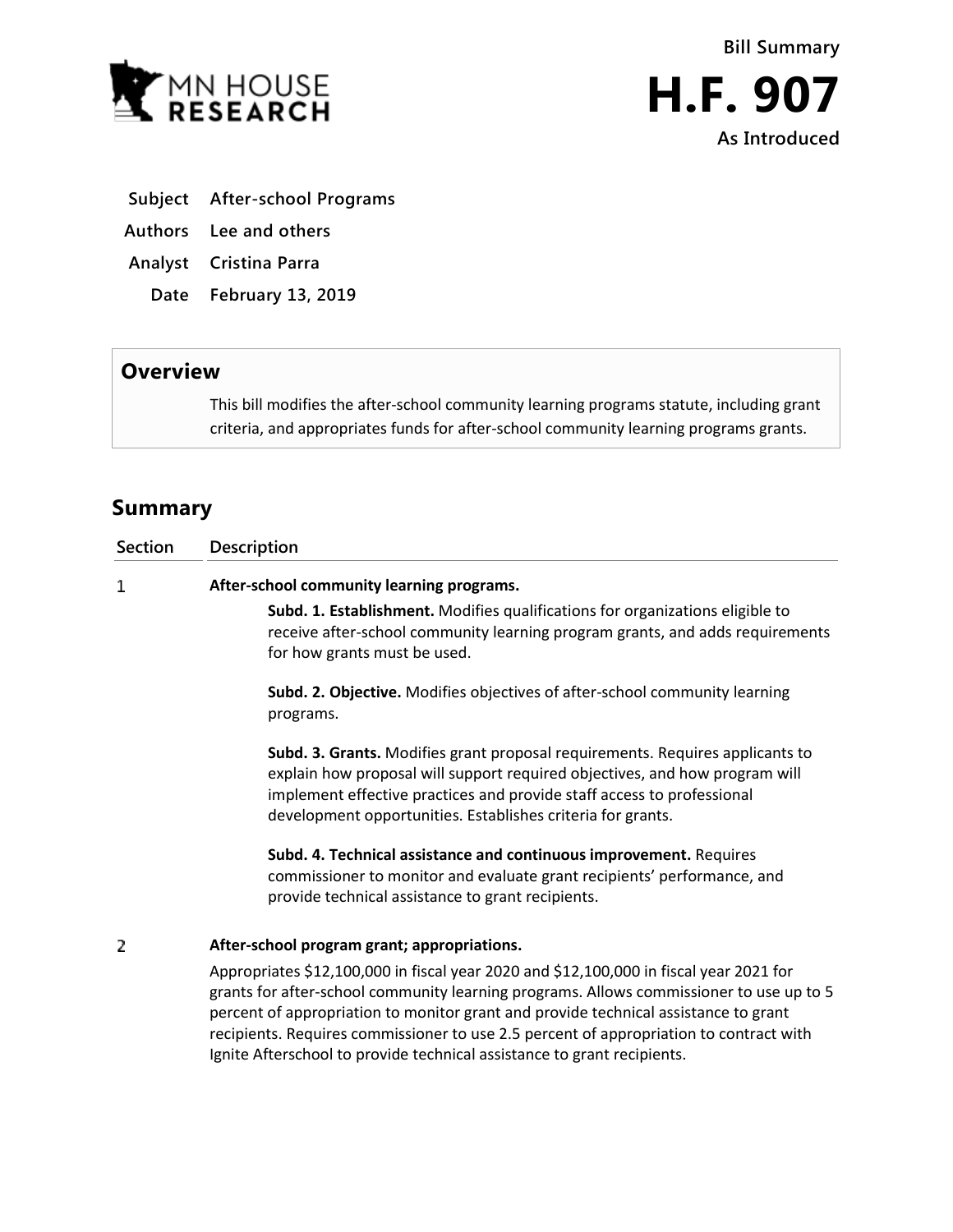Bill Summary

# H.F. 907

As Introduced

**Subject** After-school Programs

**Authors** Lee and others

**Analyst** Cristina Parra

**Date** February 13, 2019

## Overview

This bill modifies the after-school community learning programs statute, including grant criteria, and appropriates funds for after-school community learning programs grants.

## Summary

| Section | Description |
|---|---|
| 1 | **After-school community learning programs.**<br><br>**Subd. 1. Establishment.** Modifies qualifications for organizations eligible to receive after-school community learning program grants, and adds requirements for how grants must be used.<br><br>**Subd. 2. Objective.** Modifies objectives of after-school community learning programs.<br><br>**Subd. 3. Grants.** Modifies grant proposal requirements. Requires applicants to explain how proposal will support required objectives, and how program will implement effective practices and provide staff access to professional development opportunities. Establishes criteria for grants.<br><br>**Subd. 4. Technical assistance and continuous improvement.** Requires commissioner to monitor and evaluate grant recipients' performance, and provide technical assistance to grant recipients. |
| 2 | **After-school program grant; appropriations.**<br><br>Appropriates $12,100,000 in fiscal year 2020 and $12,100,000 in fiscal year 2021 for grants for after-school community learning programs. Allows commissioner to use up to 5 percent of appropriation to monitor grant and provide technical assistance to grant recipients. Requires commissioner to use 2.5 percent of appropriation to contract with Ignite Afterschool to provide technical assistance to grant recipients. |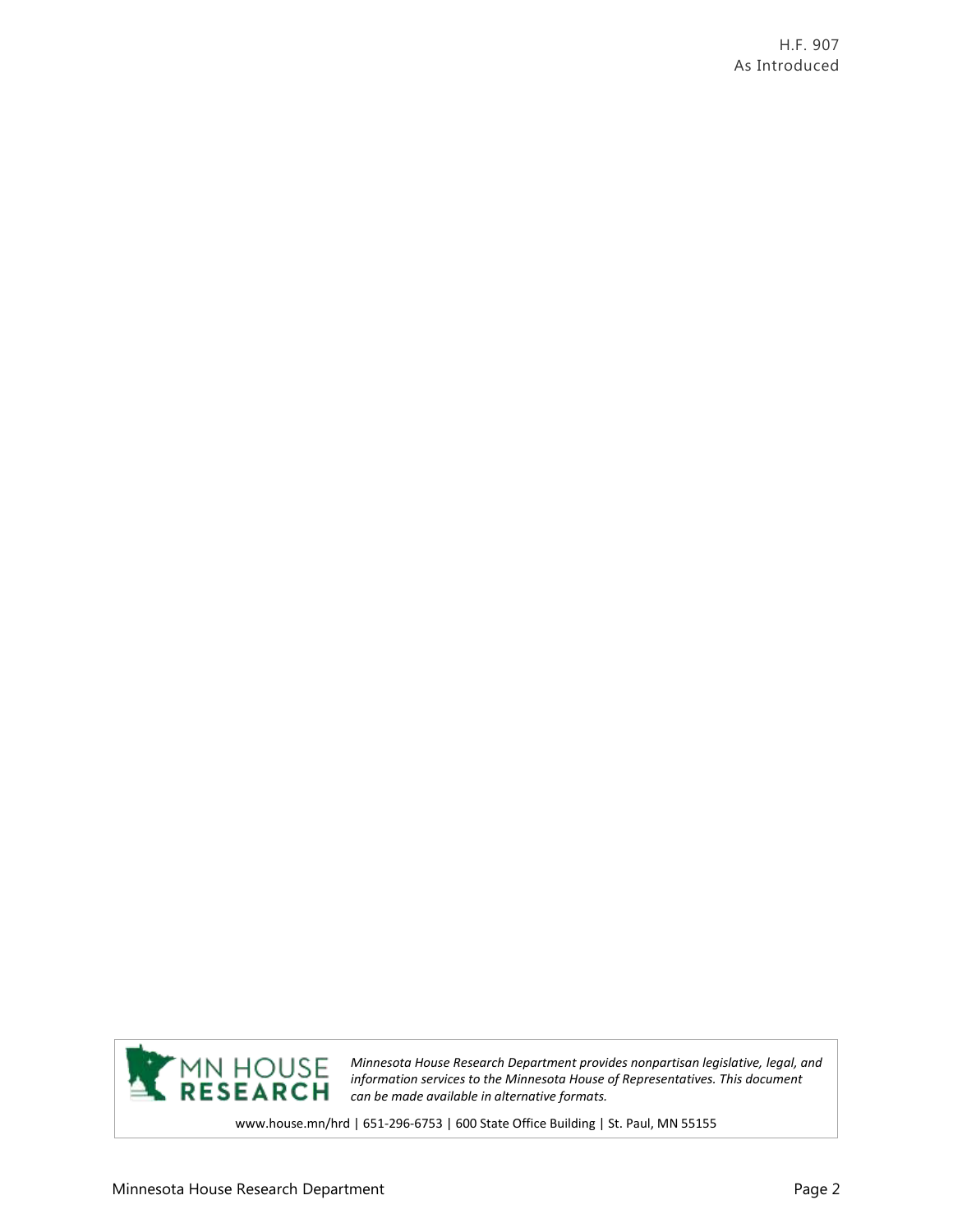Minnesota House Research Department provides nonpartisan legislative, legal, and information services to the Minnesota House of Representatives. This document can be made available in alternative formats.

www.house.mn/hrd | 651-296-6753 | 600 State Office Building | St. Paul, MN 55155